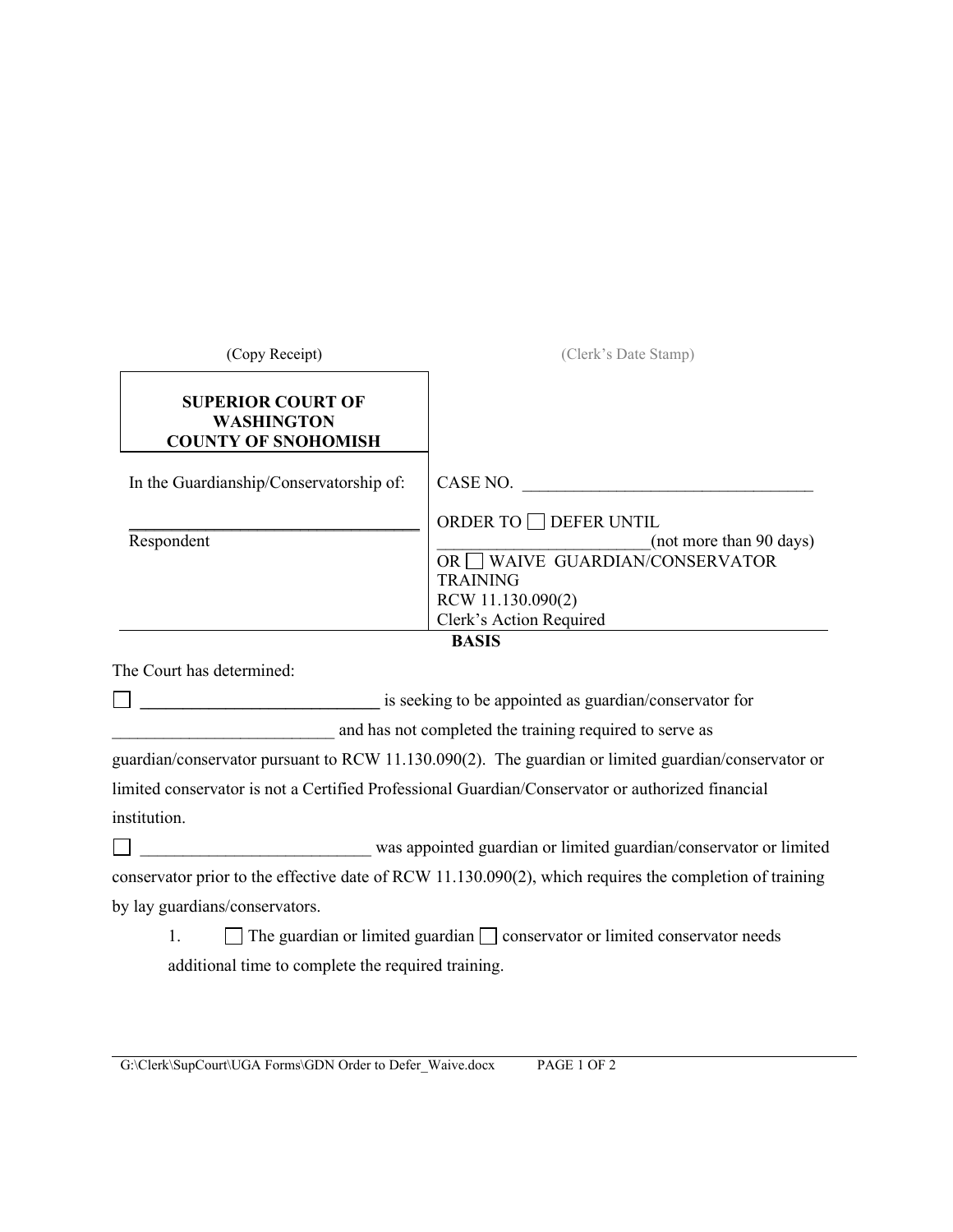(Copy Receipt) (Clerk's Date Stamp)

| **SUPERIOR COURT OF WASHINGTON COUNTY OF SNOHOMISH** | |
|---|---|
| In the Guardianship/Conservatorship of:<br><br>___________________________________<br>Respondent | CASE NO. ___________________________________<br><br>ORDER TO ☐ DEFER UNTIL _________________________(not more than 90 days)<br>OR ☐ WAIVE GUARDIAN/CONSERVATOR TRAINING<br>RCW 11.130.090(2)<br>Clerk's Action Required |

**BASIS**

The Court has determined:

☐ ____________________________ is seeking to be appointed as guardian/conservator for __________________________ and has not completed the training required to serve as guardian/conservator pursuant to RCW 11.130.090(2). The guardian or limited guardian/conservator or limited conservator is not a Certified Professional Guardian/Conservator or authorized financial institution.

☐ ___________________________ was appointed guardian or limited guardian/conservator or limited conservator prior to the effective date of RCW 11.130.090(2), which requires the completion of training by lay guardians/conservators.

1. ☐ The guardian or limited guardian ☐ conservator or limited conservator needs additional time to complete the required training.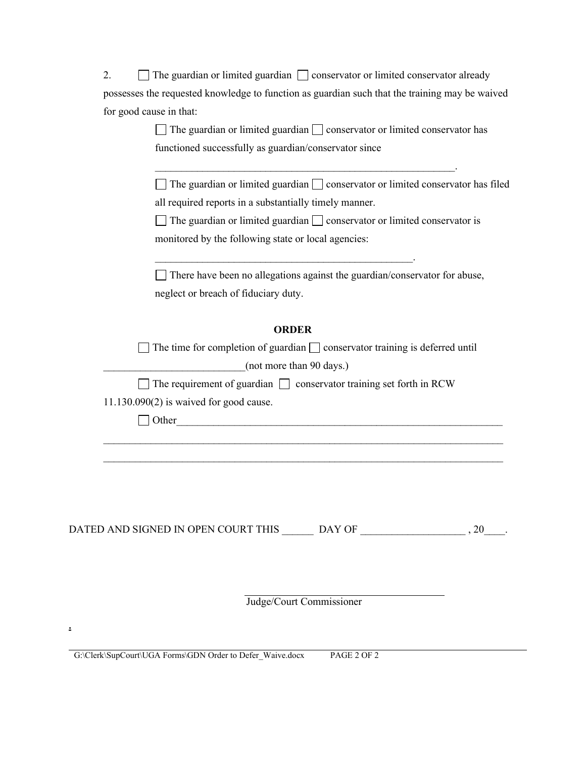2. ☐ The guardian or limited guardian ☐ conservator or limited conservator already possesses the requested knowledge to function as guardian such that the training may be waived for good cause in that:

☐ The guardian or limited guardian ☐ conservator or limited conservator has functioned successfully as guardian/conservator since

___________________________________________________________.

☐ The guardian or limited guardian ☐ conservator or limited conservator has filed all required reports in a substantially timely manner.

☐ The guardian or limited guardian ☐ conservator or limited conservator is monitored by the following state or local agencies:

__________________________________________________.

☐ There have been no allegations against the guardian/conservator for abuse, neglect or breach of fiduciary duty.

## ORDER

☐ The time for completion of guardian ☐ conservator training is deferred until __________________________(not more than 90 days.)

☐ The requirement of guardian ☐ conservator training set forth in RCW 11.130.090(2) is waived for good cause.

☐ Other_________________________________________________________________

________________________________________________________________________________

________________________________________________________________________________

DATED AND SIGNED IN OPEN COURT THIS ______ DAY OF ___________________ , 20____.

_______________________________________

Judge/Court Commissioner

G:\Clerk\SupCourt\UGA Forms\GDN Order to Defer_Waive.docx